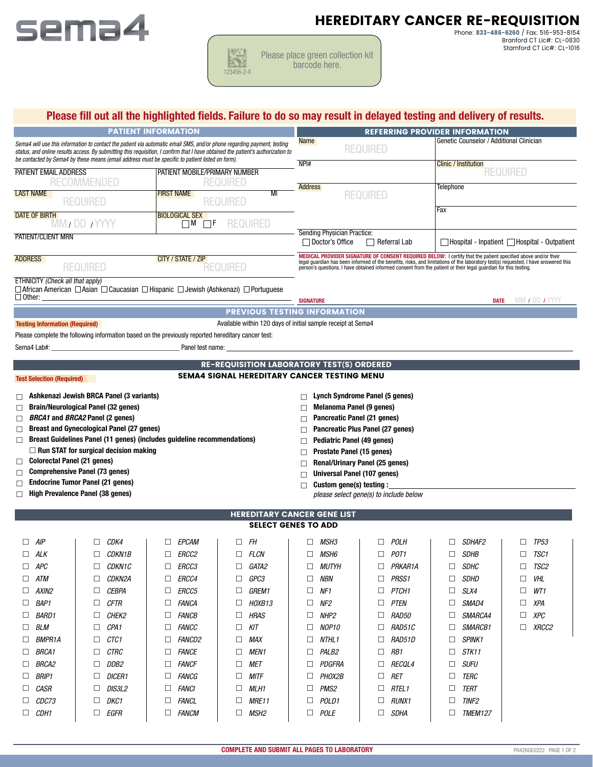sema4

# HEREDITARY CANCER RE-REQUISITION

Phone: 833-486-6260 / Fax: 516-953-8154
Branford CT Lic#: CL-0830
Stamford CT Lic#: CL-1016

123456-2-X
Please place green collection kit barcode here.

**Please fill out all the highlighted fields. Failure to do so may result in delayed testing and delivery of results.**

## PATIENT INFORMATION

*Sema4 will use this information to contact the patient via automatic email SMS, and/or phone regarding payment, testing status, and online results access. By submitting this requisition, I confirm that I have obtained the patient's authorization to be contacted by Sema4 by these means (email address must be specific to patient listed on form).*

| PATIENT EMAIL ADDRESS | PATIENT MOBILE/PRIMARY NUMBER |
|---|---|
| RECOMMENDED | REQUIRED |
| LAST NAME | FIRST NAME / MI |
| REQUIRED | REQUIRED |
| DATE OF BIRTH | BIOLOGICAL SEX |
| MM / DD / YYYY | ☐ M ☐ F REQUIRED |
| PATIENT/CLIENT MRN | |
| ADDRESS | CITY / STATE / ZIP |
| REQUIRED | REQUIRED |

ETHNICITY *(Check all that apply)*
☐ African American ☐ Asian ☐ Caucasian ☐ Hispanic ☐ Jewish (Ashkenazi) ☐ Portuguese
☐ Other: ______

## REFERRING PROVIDER INFORMATION

| Name | Genetic Counselor / Additional Clinician |
|---|---|
| REQUIRED | |
| NPI# | Clinic / Institution |
| | REQUIRED |
| Address | Telephone |
| REQUIRED | |
| | Fax |

Sending Physician Practice:
☐ Doctor's Office ☐ Referral Lab ☐ Hospital - Inpatient ☐ Hospital - Outpatient

**MEDICAL PROVIDER SIGNATURE OF CONSENT REQUIRED BELOW:** I certify that the patient specified above and/or their legal guardian has been informed of the benefits, risks, and limitations of the laboratory test(s) requested. I have answered this person's questions. I have obtained informed consent from the patient or their legal guardian for this testing.

SIGNATURE ______ DATE MM / DD / YYYY

## PREVIOUS TESTING INFORMATION

**Testing Information (Required)** Available within 120 days of initial sample receipt at Sema4

Please complete the following information based on the previously reported hereditary cancer test:

Sema4 Lab#: ______ Panel test name: ______

## RE-REQUISITION LABORATORY TEST(S) ORDERED

**Test Selection (Required)**

### SEMA4 SIGNAL HEREDITARY CANCER TESTING MENU

- ☐ **Ashkenazi Jewish BRCA Panel (3 variants)**
- ☐ **Brain/Neurological Panel (32 genes)**
- ☐ ***BRCA1* and *BRCA2* Panel (2 genes)**
- ☐ **Breast and Gynecological Panel (27 genes)**
- ☐ **Breast Guidelines Panel (11 genes) (includes guideline recommendations)**
  - ☐ **Run STAT for surgical decision making**
- ☐ **Colorectal Panel (21 genes)**
- ☐ **Comprehensive Panel (73 genes)**
- ☐ **Endocrine Tumor Panel (21 genes)**
- ☐ **High Prevalence Panel (38 genes)**
- ☐ **Lynch Syndrome Panel (5 genes)**
- ☐ **Melanoma Panel (9 genes)**
- ☐ **Pancreatic Panel (21 genes)**
- ☐ **Pancreatic Plus Panel (27 genes)**
- ☐ **Pediatric Panel (49 genes)**
- ☐ **Prostate Panel (15 genes)**
- ☐ **Renal/Urinary Panel (25 genes)**
- ☐ **Universal Panel (107 genes)**
- ☐ **Custom gene(s) testing :** ______
  *please select gene(s) to include below*

## HEREDITARY CANCER GENE LIST

### SELECT GENES TO ADD

| | | | | | | | |
|---|---|---|---|---|---|---|---|
| ☐ *AIP* | ☐ *CDK4* | ☐ *EPCAM* | ☐ *FH* | ☐ *MSH3* | ☐ *POLH* | ☐ *SDHAF2* | ☐ *TP53* |
| ☐ *ALK* | ☐ *CDKN1B* | ☐ *ERCC2* | ☐ *FLCN* | ☐ *MSH6* | ☐ *POT1* | ☐ *SDHB* | ☐ *TSC1* |
| ☐ *APC* | ☐ *CDKN1C* | ☐ *ERCC3* | ☐ *GATA2* | ☐ *MUTYH* | ☐ *PRKAR1A* | ☐ *SDHC* | ☐ *TSC2* |
| ☐ *ATM* | ☐ *CDKN2A* | ☐ *ERCC4* | ☐ *GPC3* | ☐ *NBN* | ☐ *PRSS1* | ☐ *SDHD* | ☐ *VHL* |
| ☐ *AXIN2* | ☐ *CEBPA* | ☐ *ERCC5* | ☐ *GREM1* | ☐ *NF1* | ☐ *PTCH1* | ☐ *SLX4* | ☐ *WT1* |
| ☐ *BAP1* | ☐ *CFTR* | ☐ *FANCA* | ☐ *HOXB13* | ☐ *NF2* | ☐ *PTEN* | ☐ *SMAD4* | ☐ *XPA* |
| ☐ *BARD1* | ☐ *CHEK2* | ☐ *FANCB* | ☐ *HRAS* | ☐ *NHP2* | ☐ *RAD50* | ☐ *SMARCA4* | ☐ *XPC* |
| ☐ *BLM* | ☐ *CPA1* | ☐ *FANCC* | ☐ *KIT* | ☐ *NOP10* | ☐ *RAD51C* | ☐ *SMARCB1* | ☐ *XRCC2* |
| ☐ *BMPR1A* | ☐ *CTC1* | ☐ *FANCD2* | ☐ *MAX* | ☐ *NTHL1* | ☐ *RAD51D* | ☐ *SPINK1* | |
| ☐ *BRCA1* | ☐ *CTRC* | ☐ *FANCE* | ☐ *MEN1* | ☐ *PALB2* | ☐ *RB1* | ☐ *STK11* | |
| ☐ *BRCA2* | ☐ *DDB2* | ☐ *FANCF* | ☐ *MET* | ☐ *PDGFRA* | ☐ *RECQL4* | ☐ *SUFU* | |
| ☐ *BRIP1* | ☐ *DICER1* | ☐ *FANCG* | ☐ *MITF* | ☐ *PHOX2B* | ☐ *RET* | ☐ *TERC* | |
| ☐ *CASR* | ☐ *DIS3L2* | ☐ *FANCI* | ☐ *MLH1* | ☐ *PMS2* | ☐ *RTEL1* | ☐ *TERT* | |
| ☐ *CDC73* | ☐ *DKC1* | ☐ *FANCL* | ☐ *MRE11* | ☐ *POLD1* | ☐ *RUNX1* | ☐ *TINF2* | |
| ☐ *CDH1* | ☐ *EGFR* | ☐ *FANCM* | ☐ *MSH2* | ☐ *POLE* | ☐ *SDHA* | ☐ *TMEM127* | |

**COMPLETE AND SUBMIT ALL PAGES TO LABORATORY**

P0426GE0222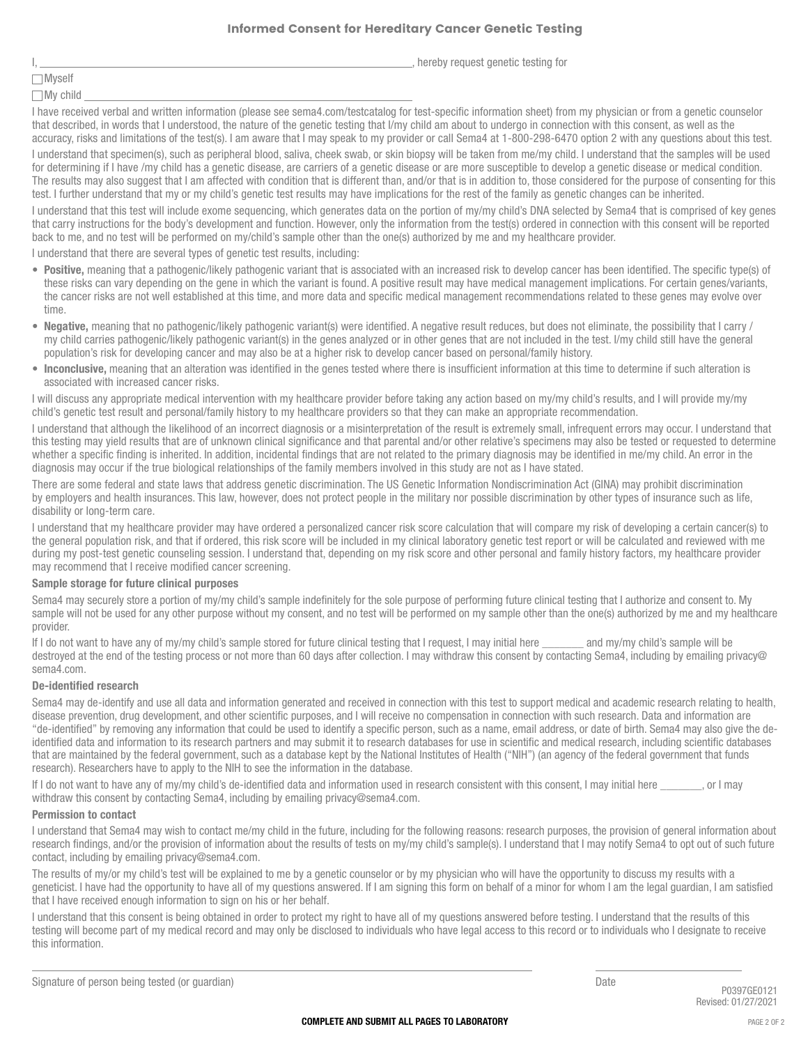# Informed Consent for Hereditary Cancer Genetic Testing

I, ____________________________________________, hereby request genetic testing for

☐ Myself

☐ My child ____________________________________________

I have received verbal and written information (please see sema4.com/testcatalog for test-specific information sheet) from my physician or from a genetic counselor that described, in words that I understood, the nature of the genetic testing that I/my child am about to undergo in connection with this consent, as well as the accuracy, risks and limitations of the test(s). I am aware that I may speak to my provider or call Sema4 at 1-800-298-6470 option 2 with any questions about this test.

I understand that specimen(s), such as peripheral blood, saliva, cheek swab, or skin biopsy will be taken from me/my child. I understand that the samples will be used for determining if I have /my child has a genetic disease, are carriers of a genetic disease or are more susceptible to develop a genetic disease or medical condition. The results may also suggest that I am affected with condition that is different than, and/or that is in addition to, those considered for the purpose of consenting for this test. I further understand that my or my child's genetic test results may have implications for the rest of the family as genetic changes can be inherited.

I understand that this test will include exome sequencing, which generates data on the portion of my/my child's DNA selected by Sema4 that is comprised of key genes that carry instructions for the body's development and function. However, only the information from the test(s) ordered in connection with this consent will be reported back to me, and no test will be performed on my/child's sample other than the one(s) authorized by me and my healthcare provider.

I understand that there are several types of genetic test results, including:

- **Positive,** meaning that a pathogenic/likely pathogenic variant that is associated with an increased risk to develop cancer has been identified. The specific type(s) of these risks can vary depending on the gene in which the variant is found. A positive result may have medical management implications. For certain genes/variants, the cancer risks are not well established at this time, and more data and specific medical management recommendations related to these genes may evolve over time.
- **Negative,** meaning that no pathogenic/likely pathogenic variant(s) were identified. A negative result reduces, but does not eliminate, the possibility that I carry / my child carries pathogenic/likely pathogenic variant(s) in the genes analyzed or in other genes that are not included in the test. I/my child still have the general population's risk for developing cancer and may also be at a higher risk to develop cancer based on personal/family history.
- **Inconclusive,** meaning that an alteration was identified in the genes tested where there is insufficient information at this time to determine if such alteration is associated with increased cancer risks.

I will discuss any appropriate medical intervention with my healthcare provider before taking any action based on my/my child's results, and I will provide my/my child's genetic test result and personal/family history to my healthcare providers so that they can make an appropriate recommendation.

I understand that although the likelihood of an incorrect diagnosis or a misinterpretation of the result is extremely small, infrequent errors may occur. I understand that this testing may yield results that are of unknown clinical significance and that parental and/or other relative's specimens may also be tested or requested to determine whether a specific finding is inherited. In addition, incidental findings that are not related to the primary diagnosis may be identified in me/my child. An error in the diagnosis may occur if the true biological relationships of the family members involved in this study are not as I have stated.

There are some federal and state laws that address genetic discrimination. The US Genetic Information Nondiscrimination Act (GINA) may prohibit discrimination by employers and health insurances. This law, however, does not protect people in the military nor possible discrimination by other types of insurance such as life, disability or long-term care.

I understand that my healthcare provider may have ordered a personalized cancer risk score calculation that will compare my risk of developing a certain cancer(s) to the general population risk, and that if ordered, this risk score will be included in my clinical laboratory genetic test report or will be calculated and reviewed with me during my post-test genetic counseling session. I understand that, depending on my risk score and other personal and family history factors, my healthcare provider may recommend that I receive modified cancer screening.

### Sample storage for future clinical purposes

Sema4 may securely store a portion of my/my child's sample indefinitely for the sole purpose of performing future clinical testing that I authorize and consent to. My sample will not be used for any other purpose without my consent, and no test will be performed on my sample other than the one(s) authorized by me and my healthcare provider.

If I do not want to have any of my/my child's sample stored for future clinical testing that I request, I may initial here _______ and my/my child's sample will be destroyed at the end of the testing process or not more than 60 days after collection. I may withdraw this consent by contacting Sema4, including by emailing privacy@sema4.com.

### De-identified research

Sema4 may de-identify and use all data and information generated and received in connection with this test to support medical and academic research relating to health, disease prevention, drug development, and other scientific purposes, and I will receive no compensation in connection with such research. Data and information are "de-identified" by removing any information that could be used to identify a specific person, such as a name, email address, or date of birth. Sema4 may also give the de-identified data and information to its research partners and may submit it to research databases for use in scientific and medical research, including scientific databases that are maintained by the federal government, such as a database kept by the National Institutes of Health ("NIH") (an agency of the federal government that funds research). Researchers have to apply to the NIH to see the information in the database.

If I do not want to have any of my/my child's de-identified data and information used in research consistent with this consent, I may initial here _______, or I may withdraw this consent by contacting Sema4, including by emailing privacy@sema4.com.

### Permission to contact

I understand that Sema4 may wish to contact me/my child in the future, including for the following reasons: research purposes, the provision of general information about research findings, and/or the provision of information about the results of tests on my/my child's sample(s). I understand that I may notify Sema4 to opt out of such future contact, including by emailing privacy@sema4.com.

The results of my/or my child's test will be explained to me by a genetic counselor or by my physician who will have the opportunity to discuss my results with a geneticist. I have had the opportunity to have all of my questions answered. If I am signing this form on behalf of a minor for whom I am the legal guardian, I am satisfied that I have received enough information to sign on his or her behalf.

I understand that this consent is being obtained in order to protect my right to have all of my questions answered before testing. I understand that the results of this testing will become part of my medical record and may only be disclosed to individuals who have legal access to this record or to individuals who I designate to receive this information.

____________________________________________ Signature of person being tested (or guardian)

____________________ Date

P0397GE0121
Revised: 01/27/2021

**COMPLETE AND SUBMIT ALL PAGES TO LABORATORY**